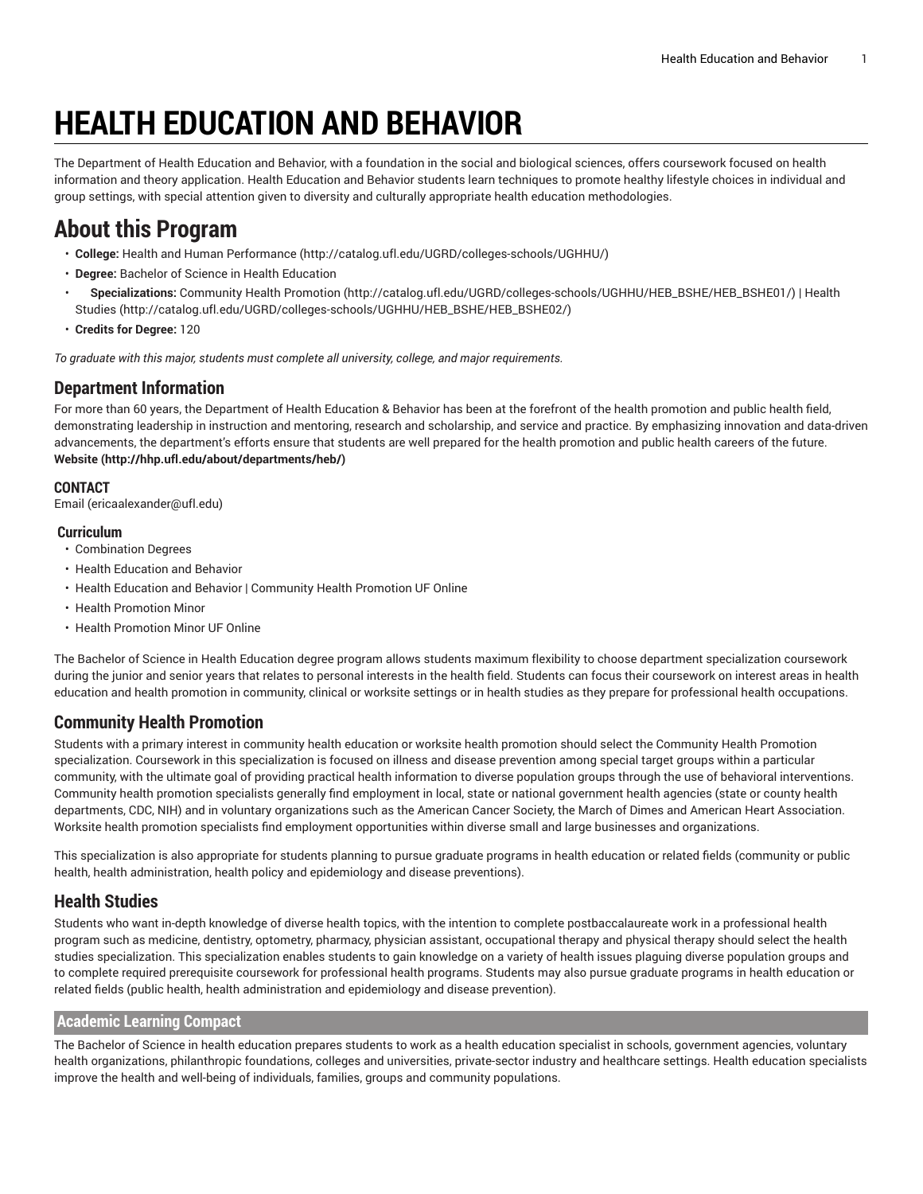# HEALTH EDUCATION AND BEHAVIOR

The Department of Health Education and Behavior, with a foundation in the social and biological sciences, offers coursework focused on health information and theory application. Health Education and Behavior students learn techniques to promote healthy lifestyle choices in individual and group settings, with special attention given to diversity and culturally appropriate health education methodologies.

# About this Program

- **College:** Health and Human Performance (http://catalog.ufl.edu/UGRD/colleges-schools/UGHHU/)
- **Degree:** Bachelor of Science in Health Education
- **Specializations:** Community Health Promotion (http://catalog.ufl.edu/UGRD/colleges-schools/UGHHU/HEB_BSHE/HEB_BSHE01/) | Health Studies (http://catalog.ufl.edu/UGRD/colleges-schools/UGHHU/HEB_BSHE/HEB_BSHE02/)
- **Credits for Degree:** 120

*To graduate with this major, students must complete all university, college, and major requirements.*

## Department Information

For more than 60 years, the Department of Health Education & Behavior has been at the forefront of the health promotion and public health field, demonstrating leadership in instruction and mentoring, research and scholarship, and service and practice. By emphasizing innovation and data-driven advancements, the department's efforts ensure that students are well prepared for the health promotion and public health careers of the future.
**Website (http://hhp.ufl.edu/about/departments/heb/)**

### CONTACT

Email (ericaalexander@ufl.edu)

### Curriculum

- Combination Degrees
- Health Education and Behavior
- Health Education and Behavior | Community Health Promotion UF Online
- Health Promotion Minor
- Health Promotion Minor UF Online

The Bachelor of Science in Health Education degree program allows students maximum flexibility to choose department specialization coursework during the junior and senior years that relates to personal interests in the health field. Students can focus their coursework on interest areas in health education and health promotion in community, clinical or worksite settings or in health studies as they prepare for professional health occupations.

## Community Health Promotion

Students with a primary interest in community health education or worksite health promotion should select the Community Health Promotion specialization. Coursework in this specialization is focused on illness and disease prevention among special target groups within a particular community, with the ultimate goal of providing practical health information to diverse population groups through the use of behavioral interventions. Community health promotion specialists generally find employment in local, state or national government health agencies (state or county health departments, CDC, NIH) and in voluntary organizations such as the American Cancer Society, the March of Dimes and American Heart Association. Worksite health promotion specialists find employment opportunities within diverse small and large businesses and organizations.

This specialization is also appropriate for students planning to pursue graduate programs in health education or related fields (community or public health, health administration, health policy and epidemiology and disease preventions).

## Health Studies

Students who want in-depth knowledge of diverse health topics, with the intention to complete postbaccalaureate work in a professional health program such as medicine, dentistry, optometry, pharmacy, physician assistant, occupational therapy and physical therapy should select the health studies specialization. This specialization enables students to gain knowledge on a variety of health issues plaguing diverse population groups and to complete required prerequisite coursework for professional health programs. Students may also pursue graduate programs in health education or related fields (public health, health administration and epidemiology and disease prevention).

### Academic Learning Compact

The Bachelor of Science in health education prepares students to work as a health education specialist in schools, government agencies, voluntary health organizations, philanthropic foundations, colleges and universities, private-sector industry and healthcare settings. Health education specialists improve the health and well-being of individuals, families, groups and community populations.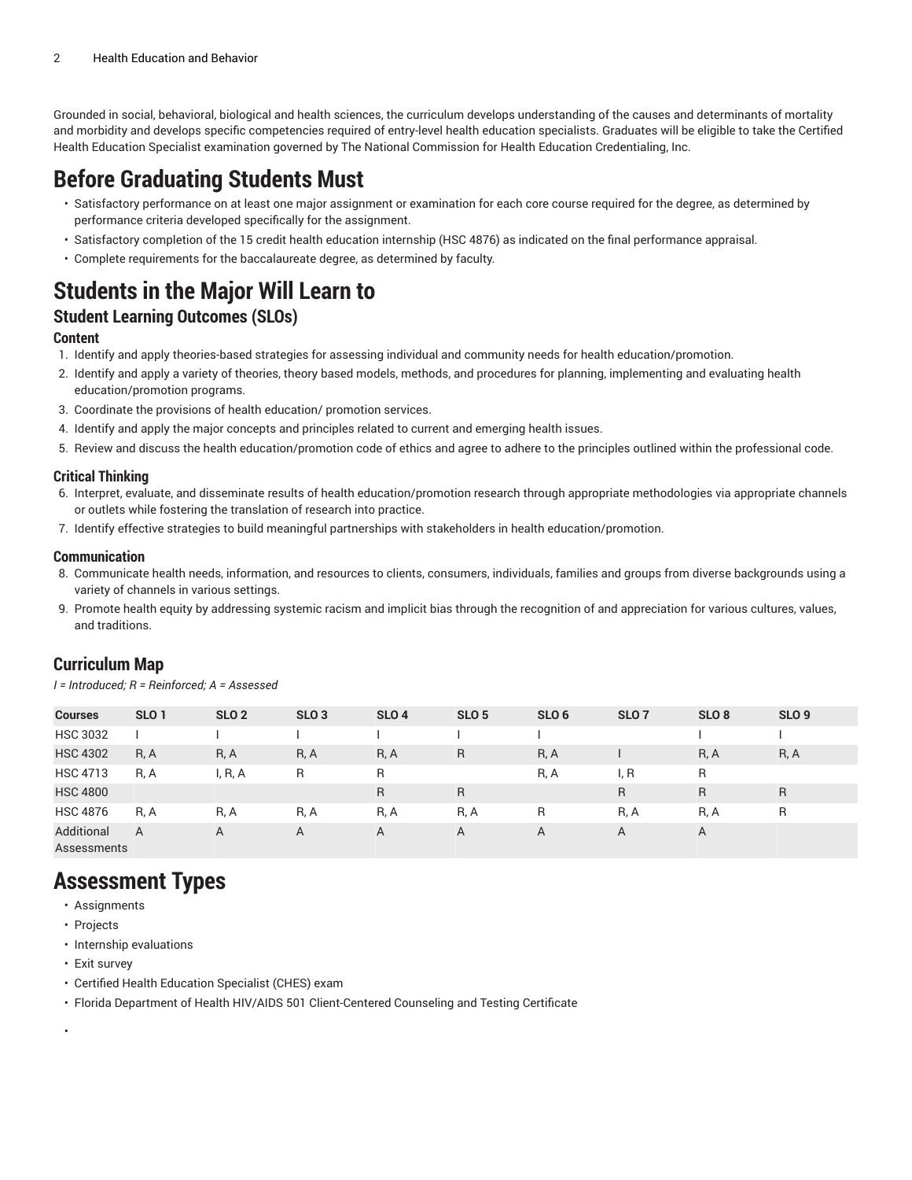Grounded in social, behavioral, biological and health sciences, the curriculum develops understanding of the causes and determinants of mortality and morbidity and develops specific competencies required of entry-level health education specialists. Graduates will be eligible to take the Certified Health Education Specialist examination governed by The National Commission for Health Education Credentialing, Inc.

# Before Graduating Students Must

- Satisfactory performance on at least one major assignment or examination for each core course required for the degree, as determined by performance criteria developed specifically for the assignment.
- Satisfactory completion of the 15 credit health education internship (HSC 4876) as indicated on the final performance appraisal.
- Complete requirements for the baccalaureate degree, as determined by faculty.

# Students in the Major Will Learn to

## Student Learning Outcomes (SLOs)

### Content

1. Identify and apply theories-based strategies for assessing individual and community needs for health education/promotion.
2. Identify and apply a variety of theories, theory based models, methods, and procedures for planning, implementing and evaluating health education/promotion programs.
3. Coordinate the provisions of health education/ promotion services.
4. Identify and apply the major concepts and principles related to current and emerging health issues.
5. Review and discuss the health education/promotion code of ethics and agree to adhere to the principles outlined within the professional code.

### Critical Thinking

6. Interpret, evaluate, and disseminate results of health education/promotion research through appropriate methodologies via appropriate channels or outlets while fostering the translation of research into practice.
7. Identify effective strategies to build meaningful partnerships with stakeholders in health education/promotion.

### Communication

8. Communicate health needs, information, and resources to clients, consumers, individuals, families and groups from diverse backgrounds using a variety of channels in various settings.
9. Promote health equity by addressing systemic racism and implicit bias through the recognition of and appreciation for various cultures, values, and traditions.

## Curriculum Map

*I = Introduced; R = Reinforced; A = Assessed*

| Courses | SLO 1 | SLO 2 | SLO 3 | SLO 4 | SLO 5 | SLO 6 | SLO 7 | SLO 8 | SLO 9 |
|---|---|---|---|---|---|---|---|---|---|
| HSC 3032 | I | I | I | I | I | I | | I | I |
| HSC 4302 | R, A | R, A | R, A | R, A | R | R, A | I | R, A | R, A |
| HSC 4713 | R, A | I, R, A | R | R | | R, A | I, R | R | |
| HSC 4800 | | | | R | R | | R | R | R |
| HSC 4876 | R, A | R, A | R, A | R, A | R, A | R | R, A | R, A | R |
| Additional Assessments | A | A | A | A | A | A | A | A | |

# Assessment Types

- Assignments
- Projects
- Internship evaluations
- Exit survey
- Certified Health Education Specialist (CHES) exam
- Florida Department of Health HIV/AIDS 501 Client-Centered Counseling and Testing Certificate